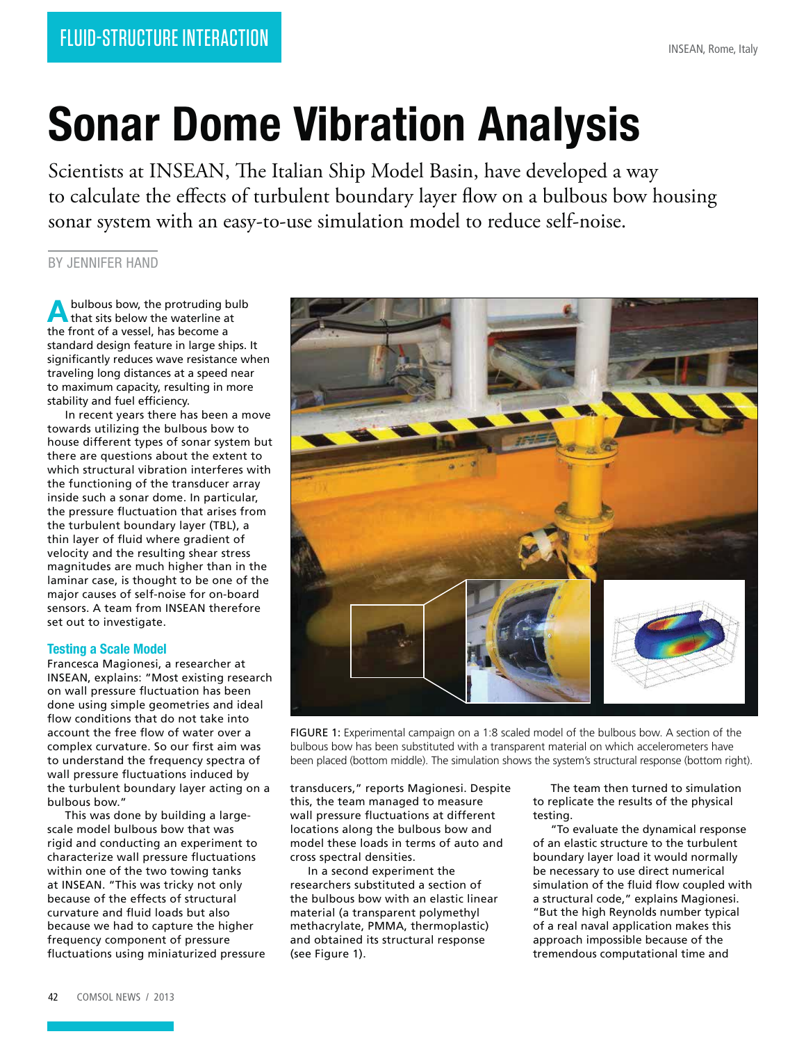FLUID-STRUCTURE INTERACTION

# Sonar Dome Vibration Analysis

Scientists at INSEAN, The Italian Ship Model Basin, have developed a way to calculate the effects of turbulent boundary layer flow on a bulbous bow housing sonar system with an easy-to-use simulation model to reduce self-noise.

BY JENNIFER HAND

A bulbous bow, the protruding bulb that sits below the waterline at the front of a vessel, has become a standard design feature in large ships. It significantly reduces wave resistance when traveling long distances at a speed near to maximum capacity, resulting in more stability and fuel efficiency.

In recent years there has been a move towards utilizing the bulbous bow to house different types of sonar system but there are questions about the extent to which structural vibration interferes with the functioning of the transducer array inside such a sonar dome. In particular, the pressure fluctuation that arises from the turbulent boundary layer (TBL), a thin layer of fluid where gradient of velocity and the resulting shear stress magnitudes are much higher than in the laminar case, is thought to be one of the major causes of self-noise for on-board sensors. A team from INSEAN therefore set out to investigate.

### Testing a Scale Model

Francesca Magionesi, a researcher at INSEAN, explains: "Most existing research on wall pressure fluctuation has been done using simple geometries and ideal flow conditions that do not take into account the free flow of water over a complex curvature. So our first aim was to understand the frequency spectra of wall pressure fluctuations induced by the turbulent boundary layer acting on a bulbous bow."

This was done by building a large-scale model bulbous bow that was rigid and conducting an experiment to characterize wall pressure fluctuations within one of the two towing tanks at INSEAN. "This was tricky not only because of the effects of structural curvature and fluid loads but also because we had to capture the higher frequency component of pressure fluctuations using miniaturized pressure transducers," reports Magionesi. Despite this, the team managed to measure wall pressure fluctuations at different locations along the bulbous bow and model these loads in terms of auto and cross spectral densities.

In a second experiment the researchers substituted a section of the bulbous bow with an elastic linear material (a transparent polymethyl methacrylate, PMMA, thermoplastic) and obtained its structural response (see Figure 1).

FIGURE 1: Experimental campaign on a 1:8 scaled model of the bulbous bow. A section of the bulbous bow has been substituted with a transparent material on which accelerometers have been placed (bottom middle). The simulation shows the system's structural response (bottom right).

The team then turned to simulation to replicate the results of the physical testing.

"To evaluate the dynamical response of an elastic structure to the turbulent boundary layer load it would normally be necessary to use direct numerical simulation of the fluid flow coupled with a structural code," explains Magionesi. "But the high Reynolds number typical of a real naval application makes this approach impossible because of the tremendous computational time and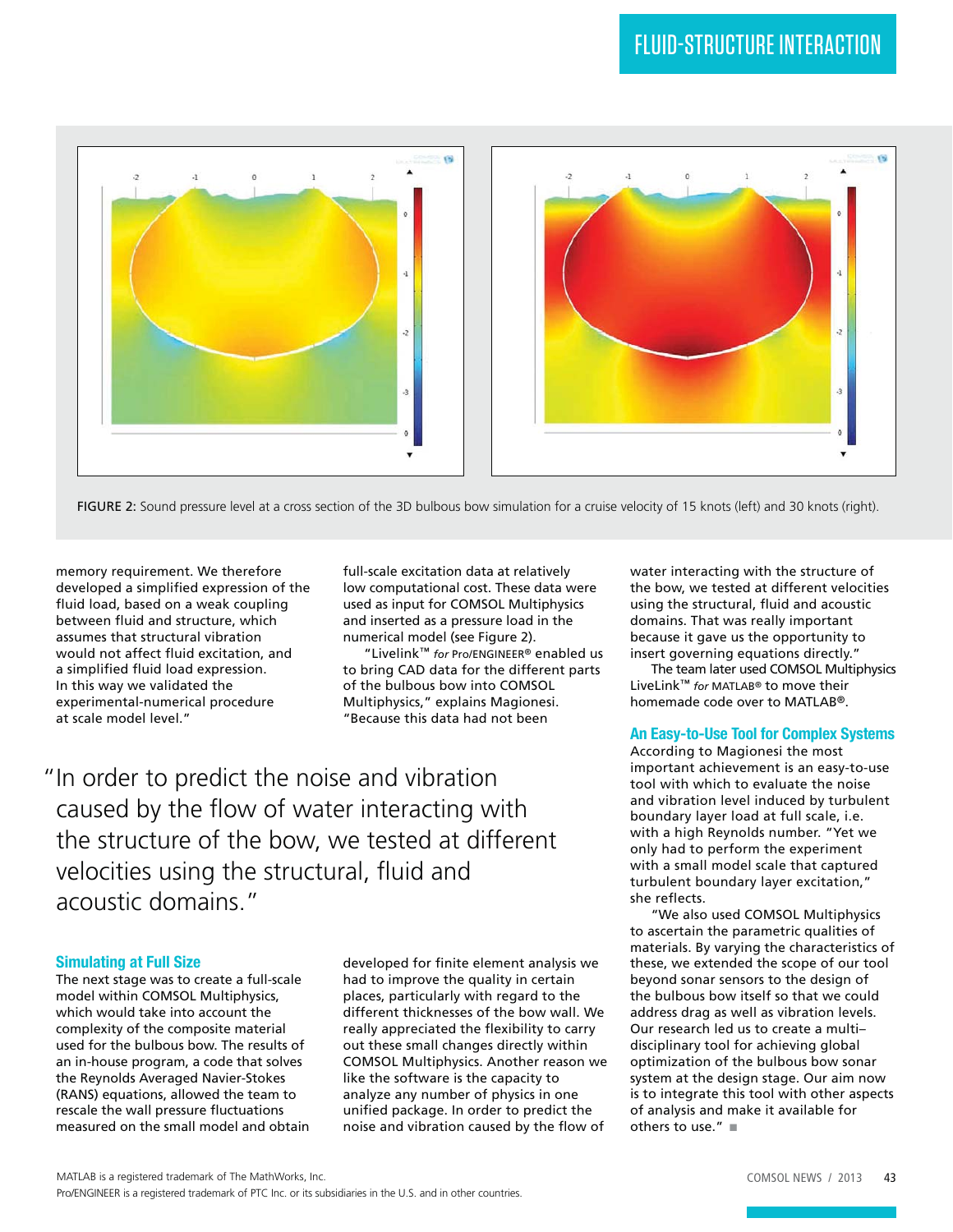-2 -1 0 1 2

0
-1
-2
-3
0

-2 -1 0 1 2

0
-1
-2
-3
0

FIGURE 2: Sound pressure level at a cross section of the 3D bulbous bow simulation for a cruise velocity of 15 knots (left) and 30 knots (right).

memory requirement. We therefore developed a simplified expression of the fluid load, based on a weak coupling between fluid and structure, which assumes that structural vibration would not affect fluid excitation, and a simplified fluid load expression. In this way we validated the experimental-numerical procedure at scale model level."

> "In order to predict the noise and vibration caused by the flow of water interacting with the structure of the bow, we tested at different velocities using the structural, fluid and acoustic domains."

## Simulating at Full Size

The next stage was to create a full-scale model within COMSOL Multiphysics, which would take into account the complexity of the composite material used for the bulbous bow. The results of an in-house program, a code that solves the Reynolds Averaged Navier-Stokes (RANS) equations, allowed the team to rescale the wall pressure fluctuations measured on the small model and obtain full-scale excitation data at relatively low computational cost. These data were used as input for COMSOL Multiphysics and inserted as a pressure load in the numerical model (see Figure 2).

"Livelink™ *for* Pro/ENGINEER® enabled us to bring CAD data for the different parts of the bulbous bow into COMSOL Multiphysics," explains Magionesi. "Because this data had not been developed for finite element analysis we had to improve the quality in certain places, particularly with regard to the different thicknesses of the bow wall. We really appreciated the flexibility to carry out these small changes directly within COMSOL Multiphysics. Another reason we like the software is the capacity to analyze any number of physics in one unified package. In order to predict the noise and vibration caused by the flow of water interacting with the structure of the bow, we tested at different velocities using the structural, fluid and acoustic domains. That was really important because it gave us the opportunity to insert governing equations directly."

The team later used COMSOL Multiphysics LiveLink™ *for* MATLAB® to move their homemade code over to MATLAB®.

## An Easy-to-Use Tool for Complex Systems

According to Magionesi the most important achievement is an easy-to-use tool with which to evaluate the noise and vibration level induced by turbulent boundary layer load at full scale, i.e. with a high Reynolds number. "Yet we only had to perform the experiment with a small model scale that captured turbulent boundary layer excitation," she reflects.

"We also used COMSOL Multiphysics to ascertain the parametric qualities of materials. By varying the characteristics of these, we extended the scope of our tool beyond sonar sensors to the design of the bulbous bow itself so that we could address drag as well as vibration levels. Our research led us to create a multi–disciplinary tool for achieving global optimization of the bulbous bow sonar system at the design stage. Our aim now is to integrate this tool with other aspects of analysis and make it available for others to use." ■

MATLAB is a registered trademark of The MathWorks, Inc.
Pro/ENGINEER is a registered trademark of PTC Inc. or its subsidiaries in the U.S. and in other countries.